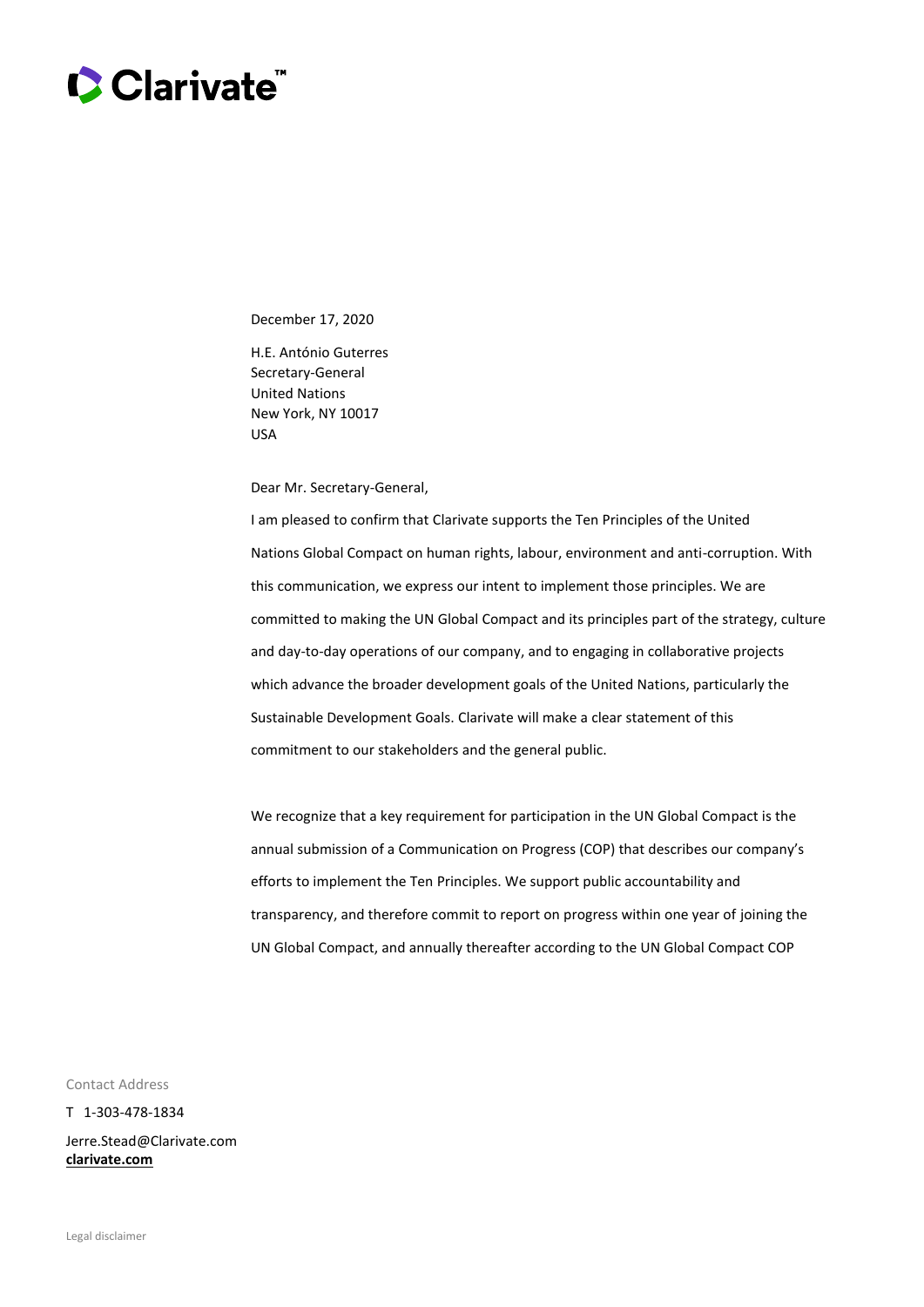Clarivate™

December 17, 2020

H.E. António Guterres
Secretary-General
United Nations
New York, NY 10017
USA

Dear Mr. Secretary-General,

I am pleased to confirm that Clarivate supports the Ten Principles of the United Nations Global Compact on human rights, labour, environment and anti-corruption. With this communication, we express our intent to implement those principles. We are committed to making the UN Global Compact and its principles part of the strategy, culture and day-to-day operations of our company, and to engaging in collaborative projects which advance the broader development goals of the United Nations, particularly the Sustainable Development Goals. Clarivate will make a clear statement of this commitment to our stakeholders and the general public.

We recognize that a key requirement for participation in the UN Global Compact is the annual submission of a Communication on Progress (COP) that describes our company's efforts to implement the Ten Principles. We support public accountability and transparency, and therefore commit to report on progress within one year of joining the UN Global Compact, and annually thereafter according to the UN Global Compact COP

Contact Address

T 1-303-478-1834

Jerre.Stead@Clarivate.com
**clarivate.com**

Legal disclaimer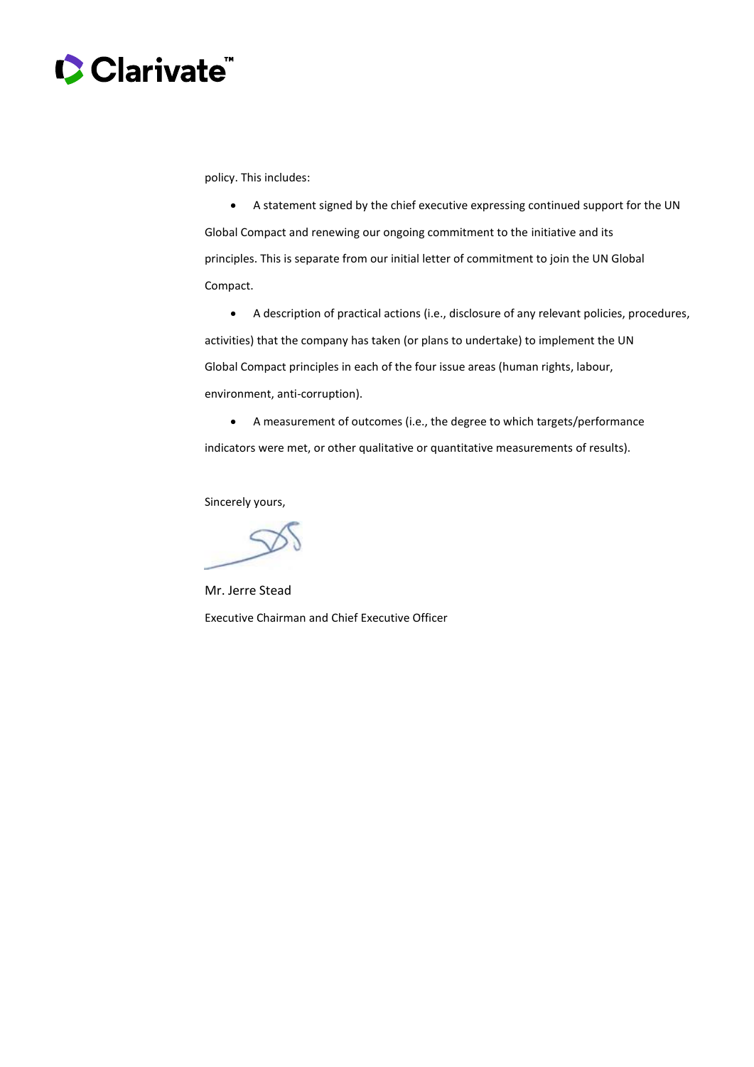policy. This includes:

- A statement signed by the chief executive expressing continued support for the UN Global Compact and renewing our ongoing commitment to the initiative and its principles. This is separate from our initial letter of commitment to join the UN Global Compact.
- A description of practical actions (i.e., disclosure of any relevant policies, procedures, activities) that the company has taken (or plans to undertake) to implement the UN Global Compact principles in each of the four issue areas (human rights, labour, environment, anti-corruption).
- A measurement of outcomes (i.e., the degree to which targets/performance indicators were met, or other qualitative or quantitative measurements of results).

Sincerely yours,

Mr. Jerre Stead

Executive Chairman and Chief Executive Officer